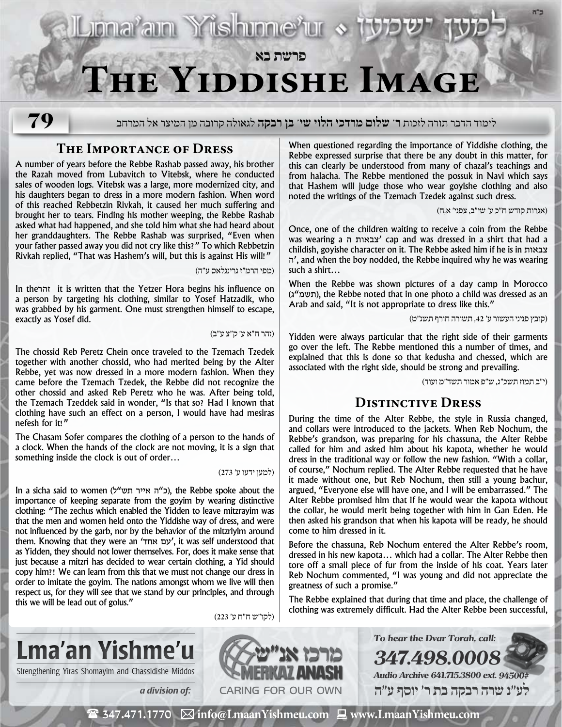ב"ה

פרשת בא

# The Yiddishe Image

לימוד הדבר תורה לזכות ר' **שלום מרדכי הלוי שי' בן רבקה** לגאולה קרובה מן המיצר אל המרחב

## The Importance of Dress

A number of years before the Rebbe Rashab passed away, his brother the Razah moved from Lubavitch to Vitebsk, where he conducted sales of wooden logs. Vitebsk was a large, more modernized city, and his daughters began to dress in a more modern fashion. When word of this reached Rebbetzin Rivkah, it caused her much suffering and brought her to tears. Finding his mother weeping, the Rebbe Rashab asked what had happened, and she told him what she had heard about her granddaughters. The Rebbe Rashab was surprised, "Even when your father passed away you did not cry like this?" To which Rebbetzin Rivkah replied, "That was Hashem's will, but this is against His will!"

(מפי הרמ"ז גרינגלאס ע"ה)

In the זהר it is written that the Yetzer Hora begins his influence on a person by targeting his clothing, similar to Yosef Hatzadik, who was grabbed by his garment. One must strengthen himself to escape, exactly as Yosef did.

(זהר ח"א ע' ק"צ ע"ב)

The chossid Reb Peretz Chein once traveled to the Tzemach Tzedek together with another chossid, who had merited being by the Alter Rebbe, yet was now dressed in a more modern fashion. When they came before the Tzemach Tzedek, the Rebbe did not recognize the other chossid and asked Reb Peretz who he was. After being told, the Tzemach Tzeddek said in wonder, "Is that so? Had I known that clothing have such an effect on a person, I would have had mesiras nefesh for it!"

The Chasam Sofer compares the clothing of a person to the hands of a clock. When the hands of the clock are not moving, it is a sign that something inside the clock is out of order…

(למען ידעו ע' 273)

In a sicha said to women (כ"ה אייר תש"ל), the Rebbe spoke about the importance of keeping separate from the goyim by wearing distinctive clothing: "The zechus which enabled the Yidden to leave mitzrayim was that the men and women held onto the Yiddishe way of dress, and were not influenced by the garb, nor by the behavior of the mitzriyim around them. Knowing that they were an 'עם אחד', it was self understood that as Yidden, they should not lower themselves. For, does it make sense that just because a mitzri has decided to wear certain clothing, a Yid should copy him?! We can learn from this that we must not change our dress in order to imitate the goyim. The nations amongst whom we live will then respect us, for they will see that we stand by our principles, and through this we will be lead out of golus."

(לקו"ש ח"ח ע' 223)

When questioned regarding the importance of Yiddishe clothing, the Rebbe expressed surprise that there be any doubt in this matter, for this can clearly be understood from many of chazal's teachings and from halacha. The Rebbe mentioned the possuk in Navi which says that Hashem will judge those who wear goyishe clothing and also noted the writings of the Tzemach Tzedek against such dress.

(אגרות קודש ח"כ ע' שי"ב, צפני' א,ח)

Once, one of the children waiting to receive a coin from the Rebbe was wearing a צבאות ה' cap and was dressed in a shirt that had a childish, goyishe character on it. The Rebbe asked him if he is in צבאות ה', and when the boy nodded, the Rebbe inquired why he was wearing such a shirt…

When the Rebbe was shown pictures of a day camp in Morocco (תשמ"ג), the Rebbe noted that in one photo a child was dressed as an Arab and said, "It is not appropriate to dress like this."

(קובץ פניני העשור ע' 42, תשורה חורף תשנ"ט)

Yidden were always particular that the right side of their garments go over the left. The Rebbe mentioned this a number of times, and explained that this is done so that kedusha and chessed, which are associated with the right side, should be strong and prevailing.

(י"ב תמוז תשכ"ג, ש"פ אמור תשד"מ ועוד)

## Distinctive Dress

During the time of the Alter Rebbe, the style in Russia changed, and collars were introduced to the jackets. When Reb Nochum, the Rebbe's grandson, was preparing for his chassuna, the Alter Rebbe called for him and asked him about his kapota, whether he would dress in the traditional way or follow the new fashion. "With a collar, of course," Nochum replied. The Alter Rebbe requested that he have it made without one, but Reb Nochum, then still a young bachur, argued, "Everyone else will have one, and I will be embarrassed." The Alter Rebbe promised him that if he would wear the kapota without the collar, he would merit being together with him in Gan Eden. He then asked his grandson that when his kapota will be ready, he should come to him dressed in it.

Before the chassuna, Reb Nochum entered the Alter Rebbe's room, dressed in his new kapota… which had a collar. The Alter Rebbe then tore off a small piece of fur from the inside of his coat. Years later Reb Nochum commented, "I was young and did not appreciate the greatness of such a promise."

The Rebbe explained that during that time and place, the challenge of clothing was extremely difficult. Had the Alter Rebbe been successful,

**Lma'an Yishme'u**
Strengthening Yiras Shomayim and Chassidishe Middos

*a division of:* מרכז אנ"ש MERKAZ ANASH — CARING FOR OUR OWN

*To hear the Dvar Torah, call:* ***347.498.0008***
*Audio Archive 641.715.3800 ext. 94500#*

לע"נ שרה רבקה בת ר' יוסף ע"ה

347.471.1770 | info@LmaanYishmeu.com | www.LmaanYishmeu.com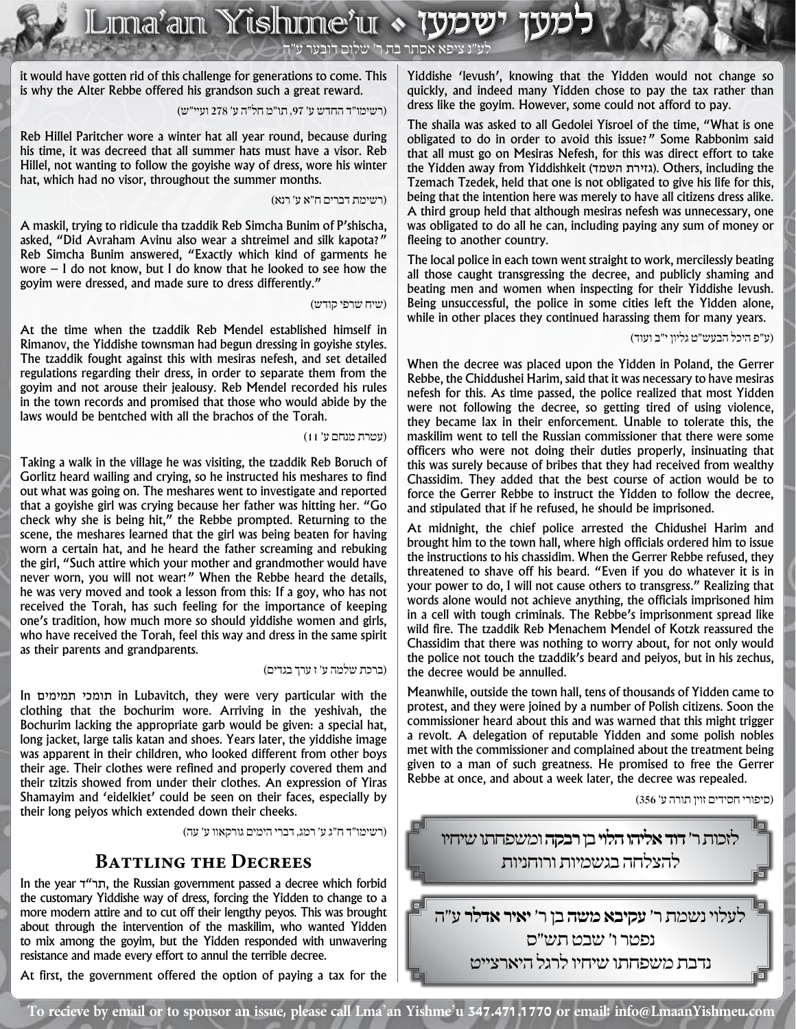it would have gotten rid of this challenge for generations to come. This is why the Alter Rebbe offered his grandson such a great reward.

(רשימו"ד החדש ע' 97, תו"מ חל"ה ע' 278 ועיי"ש)

Reb Hillel Paritcher wore a winter hat all year round, because during his time, it was decreed that all summer hats must have a visor. Reb Hillel, not wanting to follow the goyishe way of dress, wore his winter hat, which had no visor, throughout the summer months.

(רשימת דברים ח"א ע' רנא)

A maskil, trying to ridicule tha tzaddik Reb Simcha Bunim of P'shischa, asked, "Did Avraham Avinu also wear a shtreimel and silk kapota?" Reb Simcha Bunim answered, "Exactly which kind of garments he wore – I do not know, but I do know that he looked to see how the goyim were dressed, and made sure to dress differently."

(שיח שרפי קודש)

At the time when the tzaddik Reb Mendel established himself in Rimanov, the Yiddishe townsman had begun dressing in goyishe styles. The tzaddik fought against this with mesiras nefesh, and set detailed regulations regarding their dress, in order to separate them from the goyim and not arouse their jealousy. Reb Mendel recorded his rules in the town records and promised that those who would abide by the laws would be bentched with all the brachos of the Torah.

(עטרת מנחם ע' 11)

Taking a walk in the village he was visiting, the tzaddik Reb Boruch of Gorlitz heard wailing and crying, so he instructed his meshares to find out what was going on. The meshares went to investigate and reported that a goyishe girl was crying because her father was hitting her. "Go check why she is being hit," the Rebbe prompted. Returning to the scene, the meshares learned that the girl was being beaten for having worn a certain hat, and he heard the father screaming and rebuking the girl, "Such attire which your mother and grandmother would have never worn, you will not wear!" When the Rebbe heard the details, he was very moved and took a lesson from this: If a goy, who has not received the Torah, has such feeling for the importance of keeping one's tradition, how much more so should yiddishe women and girls, who have received the Torah, feel this way and dress in the same spirit as their parents and grandparents.

(ברכת שלמה ע' ז ערך בגדים)

In תומכי תמימים in Lubavitch, they were very particular with the clothing that the bochurim wore. Arriving in the yeshivah, the Bochurim lacking the appropriate garb would be given: a special hat, long jacket, large talis katan and shoes. Years later, the yiddishe image was apparent in their children, who looked different from other boys their age. Their clothes were refined and properly covered them and their tzitzis showed from under their clothes. An expression of Yiras Shamayim and 'eidelkiet' could be seen on their faces, especially by their long peiyos which extended down their cheeks.

(רשימו"ד ח"ג ע' רמג, דברי הימים גורקאוו ע' עה)

## Battling the Decrees

In the year תר"ד, the Russian government passed a decree which forbid the customary Yiddishe way of dress, forcing the Yidden to change to a more modern attire and to cut off their lengthy peyos. This was brought about through the intervention of the maskilim, who wanted Yidden to mix among the goyim, but the Yidden responded with unwavering resistance and made every effort to annul the terrible decree.

At first, the government offered the option of paying a tax for the Yiddishe 'levush', knowing that the Yidden would not change so quickly, and indeed many Yidden chose to pay the tax rather than dress like the goyim. However, some could not afford to pay.

The shaila was asked to all Gedolei Yisroel of the time, "What is one obligated to do in order to avoid this issue?" Some Rabbonim said that all must go on Mesiras Nefesh, for this was direct effort to take the Yidden away from Yiddishkeit (גזירת השמד). Others, including the Tzemach Tzedek, held that one is not obligated to give his life for this, being that the intention here was merely to have all citizens dress alike. A third group held that although mesiras nefesh was unnecessary, one was obligated to do all he can, including paying any sum of money or fleeing to another country.

The local police in each town went straight to work, mercilessly beating all those caught transgressing the decree, and publicly shaming and beating men and women when inspecting for their Yiddishe levush. Being unsuccessful, the police in some cities left the Yidden alone, while in other places they continued harassing them for many years.

(ע"פ היכל הבעש"ט גליון י"ב ועוד)

When the decree was placed upon the Yidden in Poland, the Gerrer Rebbe, the Chiddushei Harim, said that it was necessary to have mesiras nefesh for this. As time passed, the police realized that most Yidden were not following the decree, so getting tired of using violence, they became lax in their enforcement. Unable to tolerate this, the maskilim went to tell the Russian commissioner that there were some officers who were not doing their duties properly, insinuating that this was surely because of bribes that they had received from wealthy Chassidim. They added that the best course of action would be to force the Gerrer Rebbe to instruct the Yidden to follow the decree, and stipulated that if he refused, he should be imprisoned.

At midnight, the chief police arrested the Chidushei Harim and brought him to the town hall, where high officials ordered him to issue the instructions to his chassidim. When the Gerrer Rebbe refused, they threatened to shave off his beard. "Even if you do whatever it is in your power to do, I will not cause others to transgress." Realizing that words alone would not achieve anything, the officials imprisoned him in a cell with tough criminals. The Rebbe's imprisonment spread like wild fire. The tzaddik Reb Menachem Mendel of Kotzk reassured the Chassidim that there was nothing to worry about, for not only would the police not touch the tzaddik's beard and peiyos, but in his zechus, the decree would be annulled.

Meanwhile, outside the town hall, tens of thousands of Yidden came to protest, and they were joined by a number of Polish citizens. Soon the commissioner heard about this and was warned that this might trigger a revolt. A delegation of reputable Yidden and some polish nobles met with the commissioner and complained about the treatment being given to a man of such greatness. He promised to free the Gerrer Rebbe at once, and about a week later, the decree was repealed.

(סיפורי חסידים זוין תורה ע' 356)

לזכות ר' **דוד אליהו הלוי** בן **רבקה** ומשפחתו שיחיו
להצלחה בגשמיות ורוחניות

לעלוי נשמת ר' **עקיבא משה** בן ר' **יאיר אדלר** ע"ה
נפטר ו' שבט תש"ס
נדבת משפחתו שיחיו לרגל היארצייט

To recieve by email or to sponsor an issue, please call Lma'an Yishme'u 347.471.1770 or email: info@LmaanYishmeu.com